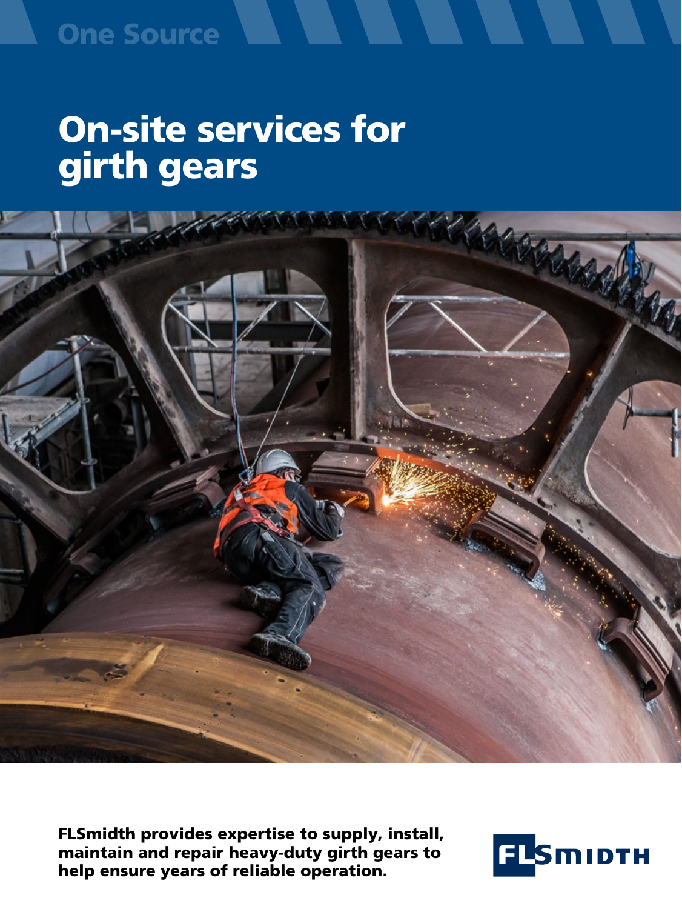One Source

# On-site services for girth gears

**FLSmidth provides expertise to supply, install, maintain and repair heavy-duty girth gears to help ensure years of reliable operation.**

FLSMIDTH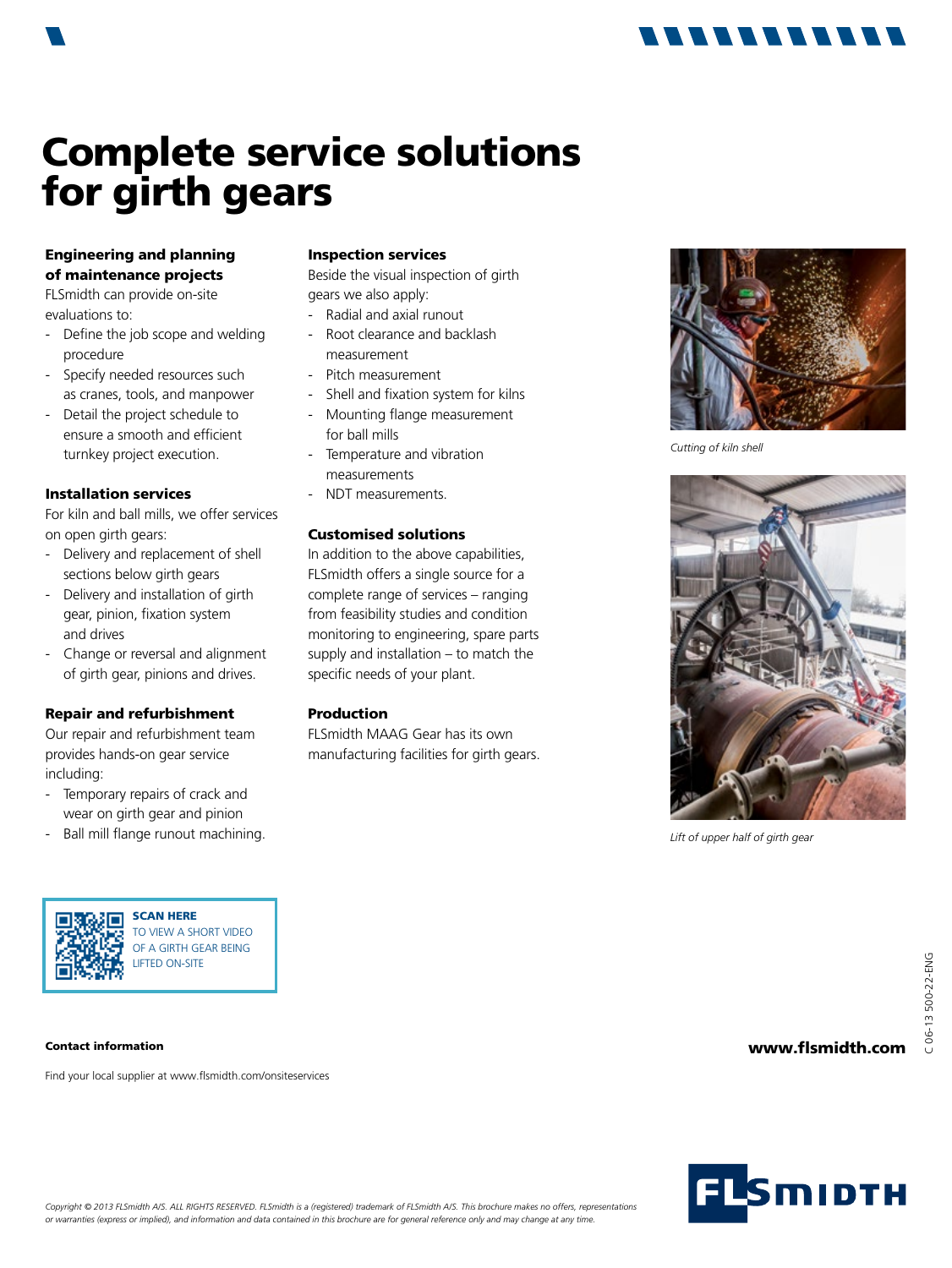# Complete service solutions for girth gears

### Engineering and planning of maintenance projects

FLSmidth can provide on-site evaluations to:

- Define the job scope and welding procedure
- Specify needed resources such as cranes, tools, and manpower
- Detail the project schedule to ensure a smooth and efficient turnkey project execution.

### Installation services

For kiln and ball mills, we offer services on open girth gears:

- Delivery and replacement of shell sections below girth gears
- Delivery and installation of girth gear, pinion, fixation system and drives
- Change or reversal and alignment of girth gear, pinions and drives.

### Repair and refurbishment

Our repair and refurbishment team provides hands-on gear service including:

- Temporary repairs of crack and wear on girth gear and pinion
- Ball mill flange runout machining.

### Inspection services

Beside the visual inspection of girth gears we also apply:

- Radial and axial runout
- Root clearance and backlash measurement
- Pitch measurement
- Shell and fixation system for kilns
- Mounting flange measurement for ball mills
- Temperature and vibration measurements
- NDT measurements.

### Customised solutions

In addition to the above capabilities, FLSmidth offers a single source for a complete range of services – ranging from feasibility studies and condition monitoring to engineering, spare parts supply and installation – to match the specific needs of your plant.

### Production

FLSmidth MAAG Gear has its own manufacturing facilities for girth gears.

*Cutting of kiln shell*

*Lift of upper half of girth gear*

**SCAN HERE**
TO VIEW A SHORT VIDEO OF A GIRTH GEAR BEING LIFTED ON-SITE

**Contact information**

Find your local supplier at www.flsmidth.com/onsiteservices

**www.flsmidth.com**

C 06-13 500-22-ENG

*Copyright © 2013 FLSmidth A/S. ALL RIGHTS RESERVED. FLSmidth is a (registered) trademark of FLSmidth A/S. This brochure makes no offers, representations or warranties (express or implied), and information and data contained in this brochure are for general reference only and may change at any time.*